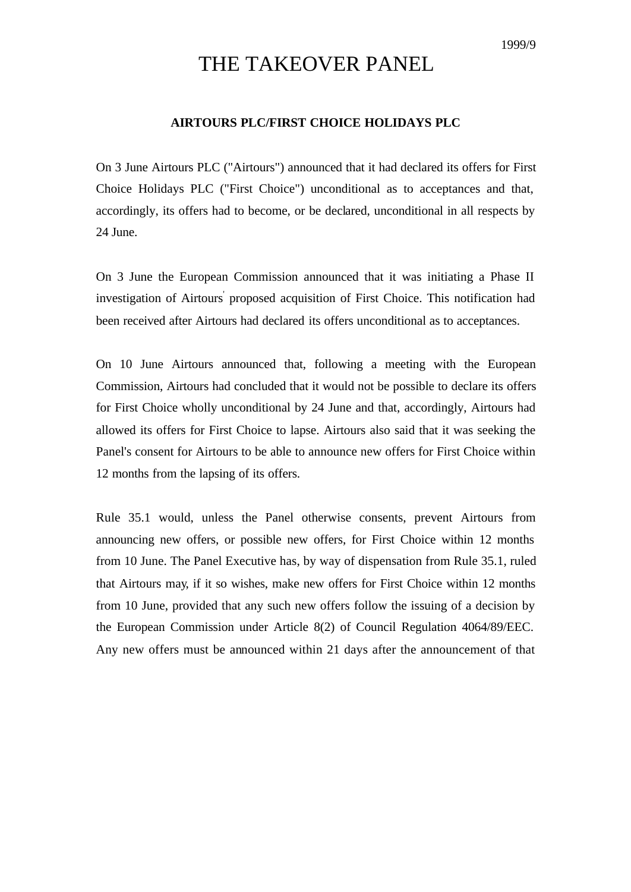1999/9

# THE TAKEOVER PANEL

## AIRTOURS PLC/FIRST CHOICE HOLIDAYS PLC

On 3 June Airtours PLC ("Airtours") announced that it had declared its offers for First Choice Holidays PLC ("First Choice") unconditional as to acceptances and that, accordingly, its offers had to become, or be declared, unconditional in all respects by 24 June.

On 3 June the European Commission announced that it was initiating a Phase II investigation of Airtours' proposed acquisition of First Choice. This notification had been received after Airtours had declared its offers unconditional as to acceptances.

On 10 June Airtours announced that, following a meeting with the European Commission, Airtours had concluded that it would not be possible to declare its offers for First Choice wholly unconditional by 24 June and that, accordingly, Airtours had allowed its offers for First Choice to lapse. Airtours also said that it was seeking the Panel's consent for Airtours to be able to announce new offers for First Choice within 12 months from the lapsing of its offers.

Rule 35.1 would, unless the Panel otherwise consents, prevent Airtours from announcing new offers, or possible new offers, for First Choice within 12 months from 10 June. The Panel Executive has, by way of dispensation from Rule 35.1, ruled that Airtours may, if it so wishes, make new offers for First Choice within 12 months from 10 June, provided that any such new offers follow the issuing of a decision by the European Commission under Article 8(2) of Council Regulation 4064/89/EEC. Any new offers must be announced within 21 days after the announcement of that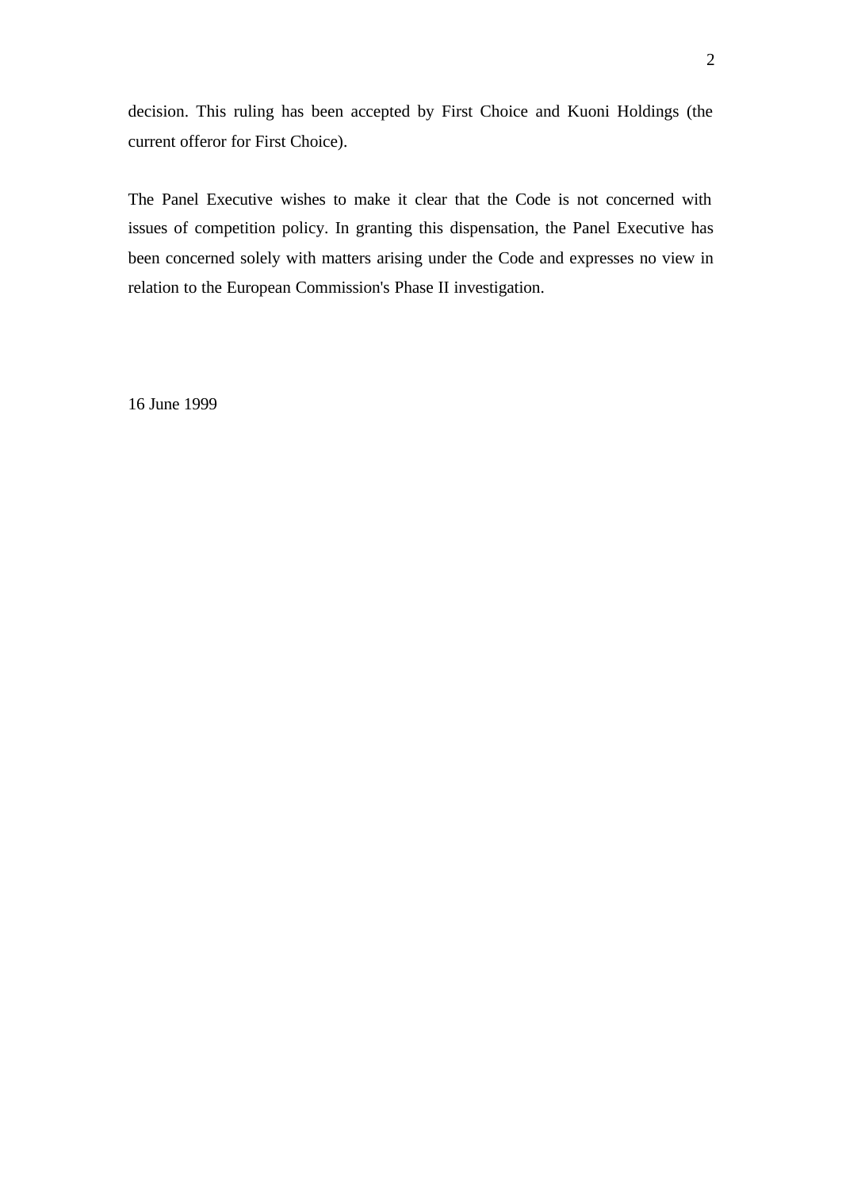decision. This ruling has been accepted by First Choice and Kuoni Holdings (the current offeror for First Choice).

The Panel Executive wishes to make it clear that the Code is not concerned with issues of competition policy. In granting this dispensation, the Panel Executive has been concerned solely with matters arising under the Code and expresses no view in relation to the European Commission's Phase II investigation.

16 June 1999